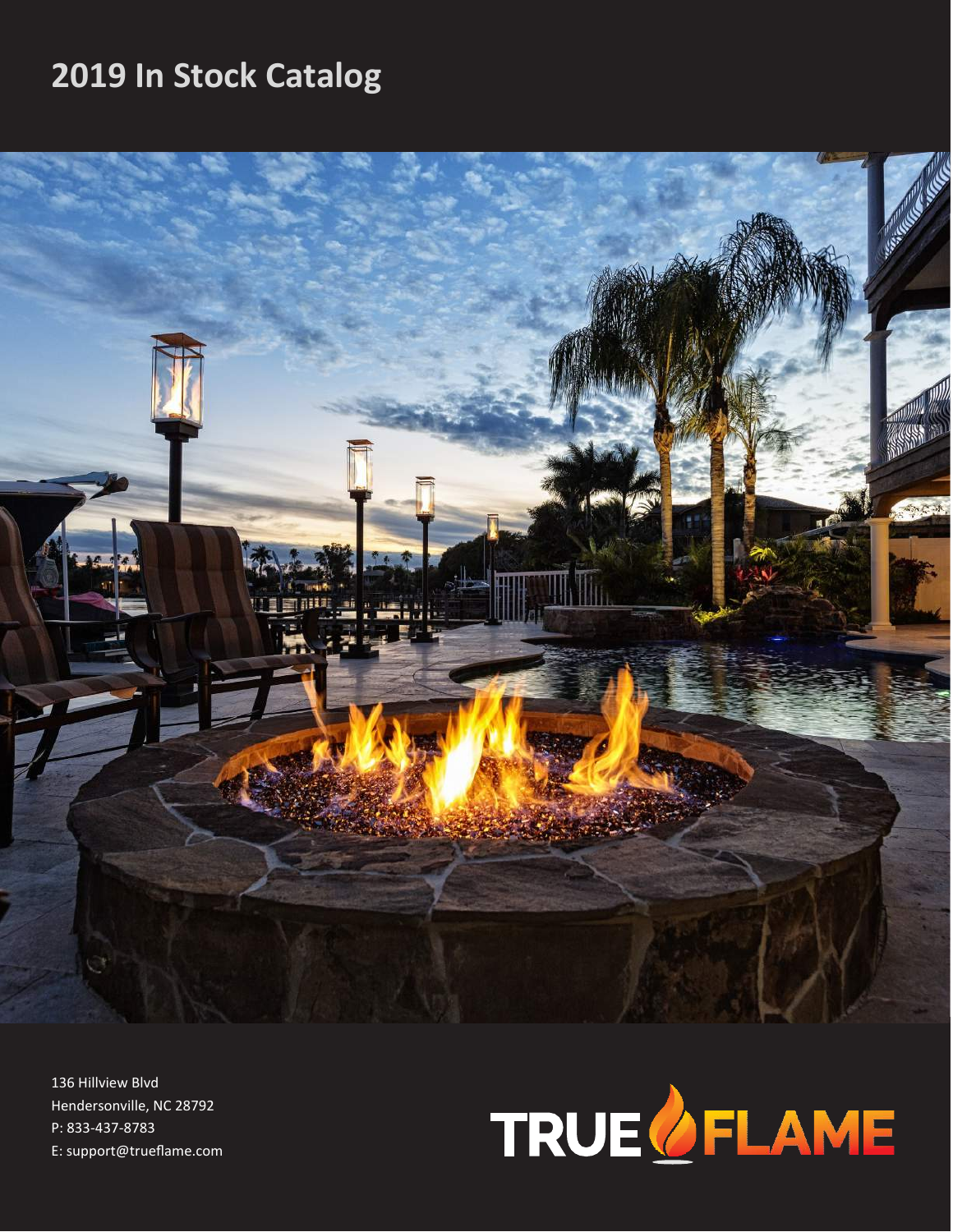# 2019 In Stock Catalog

136 Hillview Blvd
Hendersonville, NC 28792
P: 833-437-8783
E: support@trueflame.com

TRUE FLAME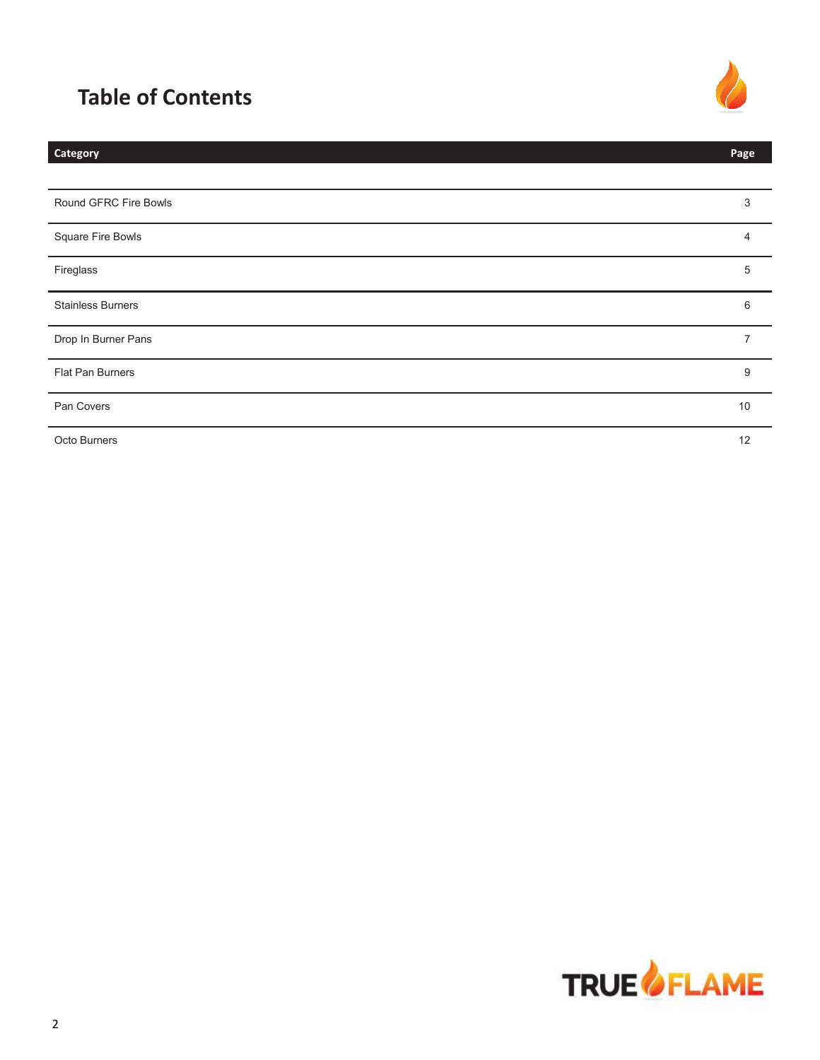# Table of Contents

| Category | Page |
|---|---|
| Round GFRC Fire Bowls | 3 |
| Square Fire Bowls | 4 |
| Fireglass | 5 |
| Stainless Burners | 6 |
| Drop In Burner Pans | 7 |
| Flat Pan Burners | 9 |
| Pan Covers | 10 |
| Octo Burners | 12 |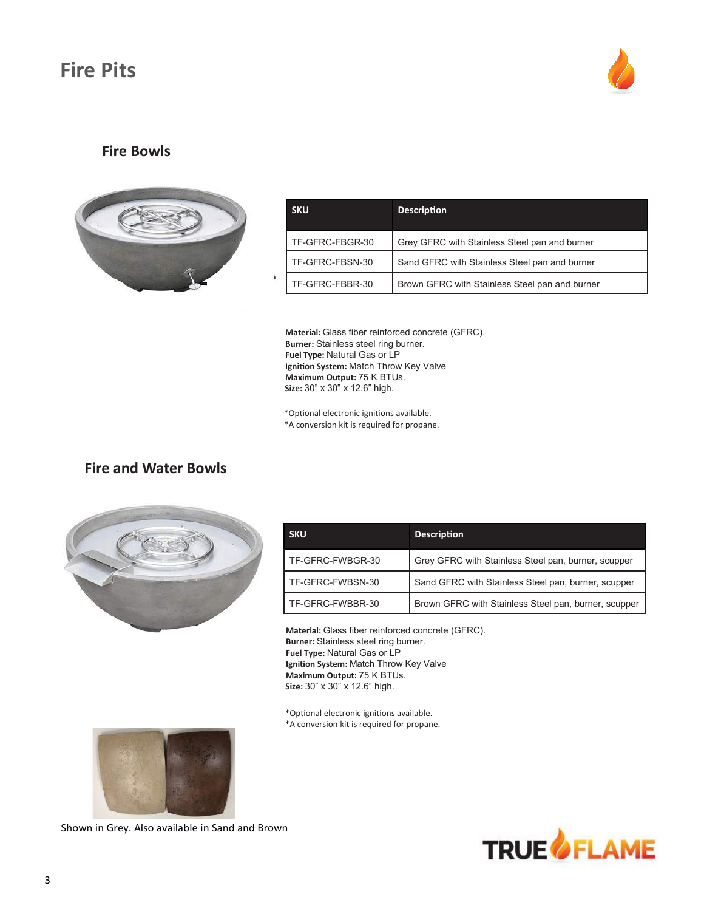# Fire Pits

## Fire Bowls

| SKU | Description |
| --- | --- |
| TF-GFRC-FBGR-30 | Grey GFRC with Stainless Steel pan and burner |
| TF-GFRC-FBSN-30 | Sand GFRC with Stainless Steel pan and burner |
| TF-GFRC-FBBR-30 | Brown GFRC with Stainless Steel pan and burner |

**Material:** Glass fiber reinforced concrete (GFRC).
**Burner:** Stainless steel ring burner.
**Fuel Type:** Natural Gas or LP
**Ignition System:** Match Throw Key Valve
**Maximum Output:** 75 K BTUs.
**Size:** 30" x 30" x 12.6" high.

*Optional electronic ignitions available.
*A conversion kit is required for propane.

## Fire and Water Bowls

| SKU | Description |
| --- | --- |
| TF-GFRC-FWBGR-30 | Grey GFRC with Stainless Steel pan, burner, scupper |
| TF-GFRC-FWBSN-30 | Sand GFRC with Stainless Steel pan, burner, scupper |
| TF-GFRC-FWBBR-30 | Brown GFRC with Stainless Steel pan, burner, scupper |

**Material:** Glass fiber reinforced concrete (GFRC).
**Burner:** Stainless steel ring burner.
**Fuel Type:** Natural Gas or LP
**Ignition System:** Match Throw Key Valve
**Maximum Output:** 75 K BTUs.
**Size:** 30" x 30" x 12.6" high.

*Optional electronic ignitions available.
*A conversion kit is required for propane.

Shown in Grey. Also available in Sand and Brown

TRUE FLAME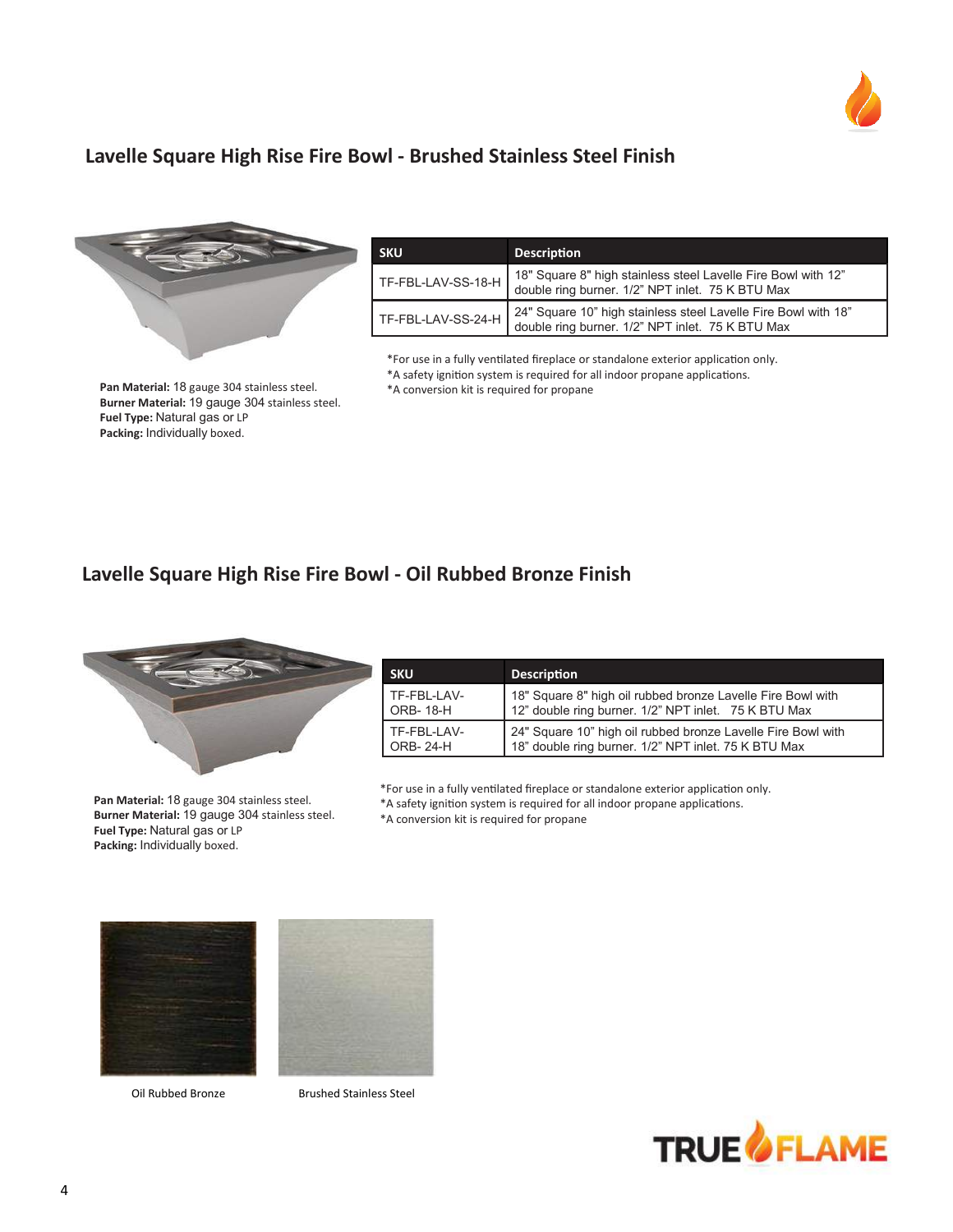## Lavelle Square High Rise Fire Bowl - Brushed Stainless Steel Finish

| SKU | Description |
| --- | --- |
| TF-FBL-LAV-SS-18-H | 18" Square 8" high stainless steel Lavelle Fire Bowl with 12" double ring burner. 1/2" NPT inlet. 75 K BTU Max |
| TF-FBL-LAV-SS-24-H | 24" Square 10" high stainless steel Lavelle Fire Bowl with 18" double ring burner. 1/2" NPT inlet. 75 K BTU Max |

*For use in a fully ventilated fireplace or standalone exterior application only.
*A safety ignition system is required for all indoor propane applications.
*A conversion kit is required for propane

**Pan Material:** 18 gauge 304 stainless steel.
**Burner Material:** 19 gauge 304 stainless steel.
**Fuel Type:** Natural gas or LP
**Packing:** Individually boxed.

## Lavelle Square High Rise Fire Bowl - Oil Rubbed Bronze Finish

| SKU | Description |
| --- | --- |
| TF-FBL-LAV-ORB- 18-H | 18" Square 8" high oil rubbed bronze Lavelle Fire Bowl with 12" double ring burner. 1/2" NPT inlet. 75 K BTU Max |
| TF-FBL-LAV-ORB- 24-H | 24" Square 10" high oil rubbed bronze Lavelle Fire Bowl with 18" double ring burner. 1/2" NPT inlet. 75 K BTU Max |

*For use in a fully ventilated fireplace or standalone exterior application only.
*A safety ignition system is required for all indoor propane applications.
*A conversion kit is required for propane

**Pan Material:** 18 gauge 304 stainless steel.
**Burner Material:** 19 gauge 304 stainless steel.
**Fuel Type:** Natural gas or LP
**Packing:** Individually boxed.

Oil Rubbed Bronze

Brushed Stainless Steel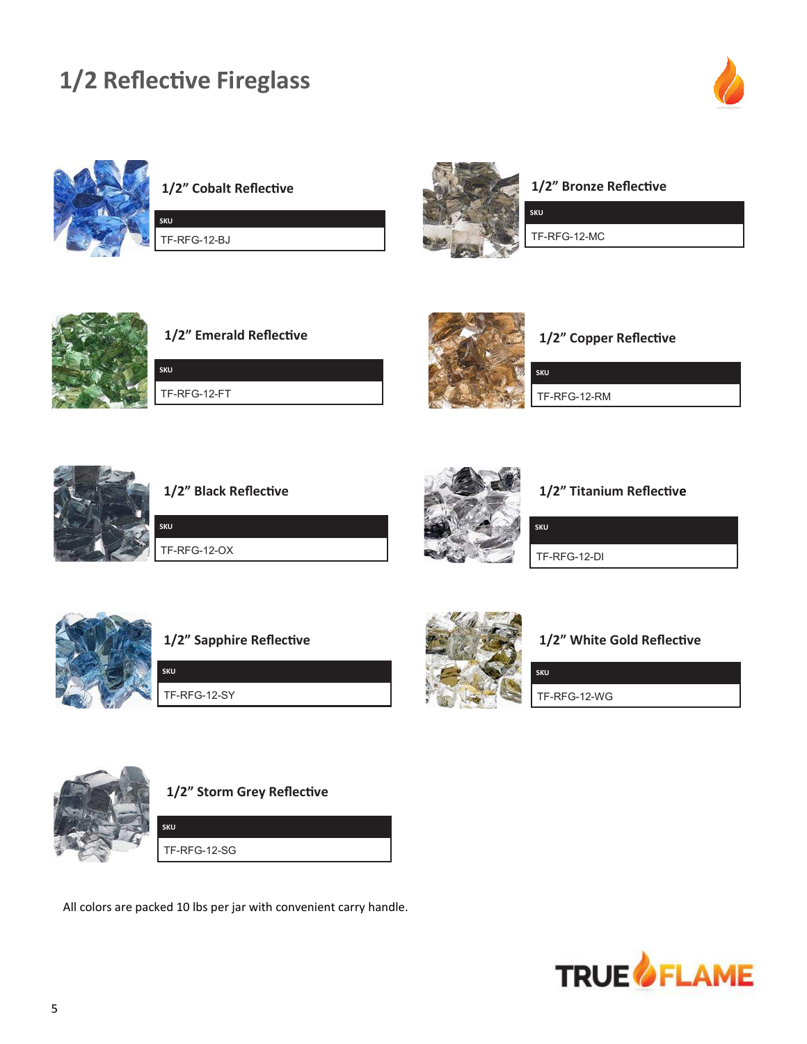# 1/2 Reflective Fireglass

### 1/2" Cobalt Reflective

| SKU |
| --- |
| TF-RFG-12-BJ |

### 1/2" Bronze Reflective

| SKU |
| --- |
| TF-RFG-12-MC |

### 1/2" Emerald Reflective

| SKU |
| --- |
| TF-RFG-12-FT |

### 1/2" Copper Reflective

| SKU |
| --- |
| TF-RFG-12-RM |

### 1/2" Black Reflective

| SKU |
| --- |
| TF-RFG-12-OX |

### 1/2" Titanium Reflective

| SKU |
| --- |
| TF-RFG-12-DI |

### 1/2" Sapphire Reflective

| SKU |
| --- |
| TF-RFG-12-SY |

### 1/2" White Gold Reflective

| SKU |
| --- |
| TF-RFG-12-WG |

### 1/2" Storm Grey Reflective

| SKU |
| --- |
| TF-RFG-12-SG |

All colors are packed 10 lbs per jar with convenient carry handle.

TRUE FLAME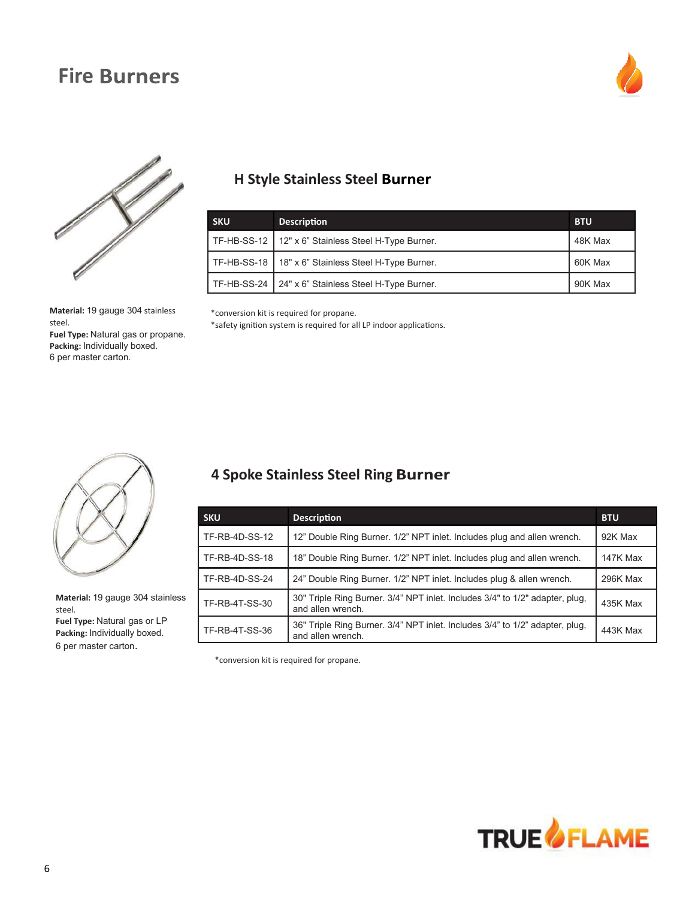# Fire Burners

## H Style Stainless Steel Burner

| SKU | Description | BTU |
|---|---|---|
| TF-HB-SS-12 | 12" x 6" Stainless Steel H-Type Burner. | 48K Max |
| TF-HB-SS-18 | 18" x 6" Stainless Steel H-Type Burner. | 60K Max |
| TF-HB-SS-24 | 24" x 6" Stainless Steel H-Type Burner. | 90K Max |

*conversion kit is required for propane.
*safety ignition system is required for all LP indoor applications.

**Material:** 19 gauge 304 stainless steel.
**Fuel Type:** Natural gas or propane.
**Packing:** Individually boxed.
6 per master carton.

## 4 Spoke Stainless Steel Ring Burner

| SKU | Description | BTU |
|---|---|---|
| TF-RB-4D-SS-12 | 12" Double Ring Burner. 1/2" NPT inlet. Includes plug and allen wrench. | 92K Max |
| TF-RB-4D-SS-18 | 18" Double Ring Burner. 1/2" NPT inlet. Includes plug and allen wrench. | 147K Max |
| TF-RB-4D-SS-24 | 24" Double Ring Burner. 1/2" NPT inlet. Includes plug & allen wrench. | 296K Max |
| TF-RB-4T-SS-30 | 30" Triple Ring Burner. 3/4" NPT inlet. Includes 3/4" to 1/2" adapter, plug, and allen wrench. | 435K Max |
| TF-RB-4T-SS-36 | 36" Triple Ring Burner. 3/4" NPT inlet. Includes 3/4" to 1/2" adapter, plug, and allen wrench. | 443K Max |

*conversion kit is required for propane.

**Material:** 19 gauge 304 stainless steel.
**Fuel Type:** Natural gas or LP
**Packing:** Individually boxed.
6 per master carton.

TRUE FLAME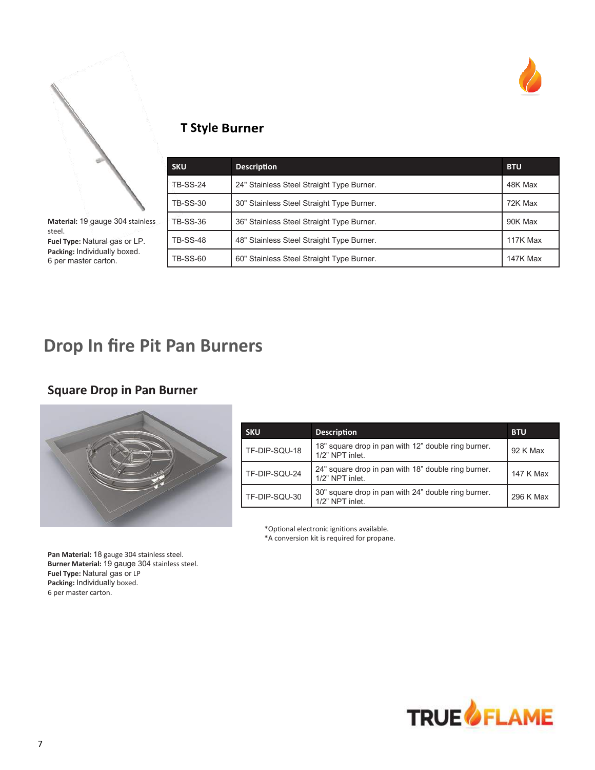## T Style Burner

| SKU | Description | BTU |
|---|---|---|
| TB-SS-24 | 24" Stainless Steel Straight Type Burner. | 48K Max |
| TB-SS-30 | 30" Stainless Steel Straight Type Burner. | 72K Max |
| TB-SS-36 | 36" Stainless Steel Straight Type Burner. | 90K Max |
| TB-SS-48 | 48" Stainless Steel Straight Type Burner. | 117K Max |
| TB-SS-60 | 60" Stainless Steel Straight Type Burner. | 147K Max |

**Material:** 19 gauge 304 stainless steel.
**Fuel Type:** Natural gas or LP.
**Packing:** Individually boxed.
6 per master carton.

# Drop In fire Pit Pan Burners

## Square Drop in Pan Burner

| SKU | Description | BTU |
|---|---|---|
| TF-DIP-SQU-18 | 18" square drop in pan with 12" double ring burner. 1/2" NPT inlet. | 92 K Max |
| TF-DIP-SQU-24 | 24" square drop in pan with 18" double ring burner. 1/2" NPT inlet. | 147 K Max |
| TF-DIP-SQU-30 | 30" square drop in pan with 24" double ring burner. 1/2" NPT inlet. | 296 K Max |

*Optional electronic ignitions available.
*A conversion kit is required for propane.

**Pan Material:** 18 gauge 304 stainless steel.
**Burner Material:** 19 gauge 304 stainless steel.
**Fuel Type:** Natural gas or LP
**Packing:** Individually boxed.
6 per master carton.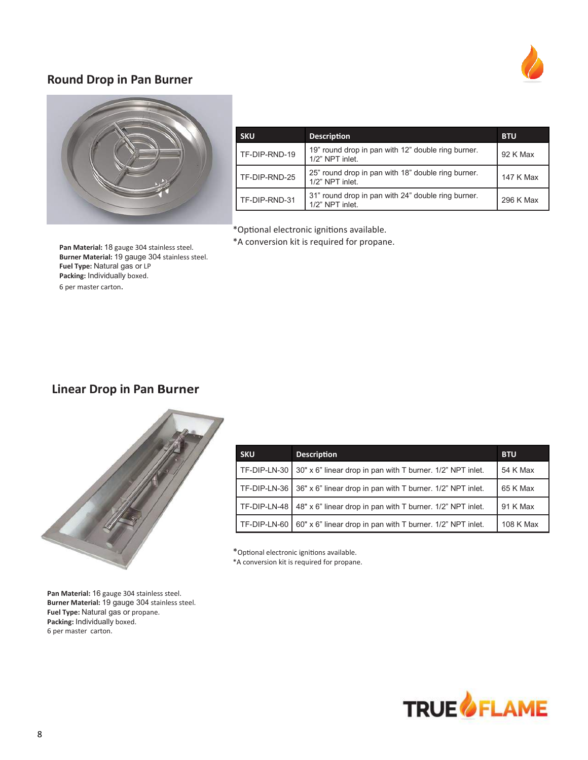## Round Drop in Pan Burner

| SKU | Description | BTU |
|---|---|---|
| TF-DIP-RND-19 | 19" round drop in pan with 12" double ring burner. 1/2" NPT inlet. | 92 K Max |
| TF-DIP-RND-25 | 25" round drop in pan with 18" double ring burner. 1/2" NPT inlet. | 147 K Max |
| TF-DIP-RND-31 | 31" round drop in pan with 24" double ring burner. 1/2" NPT inlet. | 296 K Max |

*Optional electronic ignitions available.
*A conversion kit is required for propane.

**Pan Material:** 18 gauge 304 stainless steel.
**Burner Material:** 19 gauge 304 stainless steel.
**Fuel Type:** Natural gas or LP
**Packing:** Individually boxed.
6 per master carton.

## Linear Drop in Pan Burner

| SKU | Description | BTU |
|---|---|---|
| TF-DIP-LN-30 | 30" x 6" linear drop in pan with T burner. 1/2" NPT inlet. | 54 K Max |
| TF-DIP-LN-36 | 36" x 6" linear drop in pan with T burner. 1/2" NPT inlet. | 65 K Max |
| TF-DIP-LN-48 | 48" x 6" linear drop in pan with T burner. 1/2" NPT inlet. | 91 K Max |
| TF-DIP-LN-60 | 60" x 6" linear drop in pan with T burner. 1/2" NPT inlet. | 108 K Max |

*Optional electronic ignitions available.
*A conversion kit is required for propane.

**Pan Material:** 16 gauge 304 stainless steel.
**Burner Material:** 19 gauge 304 stainless steel.
**Fuel Type:** Natural gas or propane.
**Packing:** Individually boxed.
6 per master carton.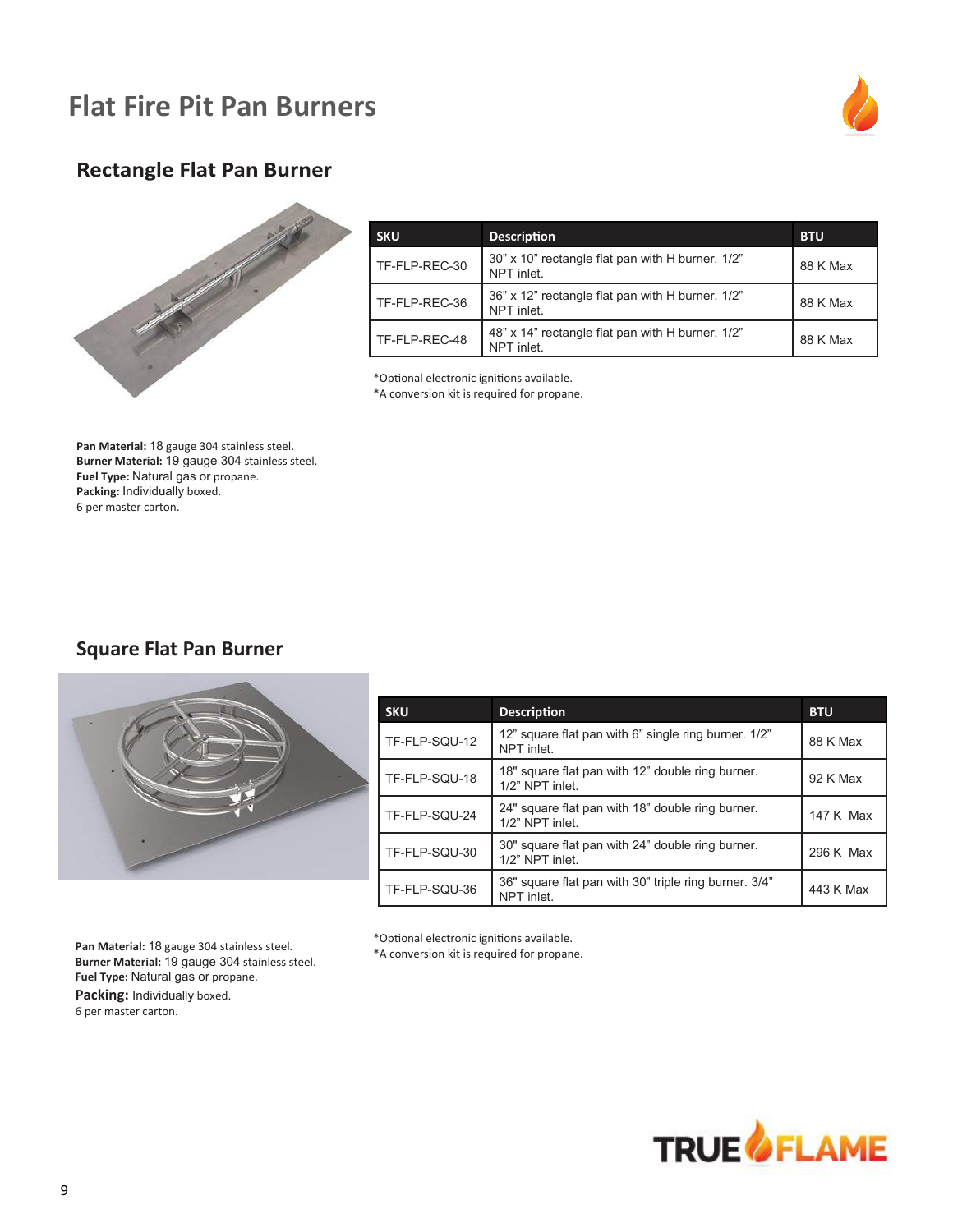# Flat Fire Pit Pan Burners

## Rectangle Flat Pan Burner

| SKU | Description | BTU |
|---|---|---|
| TF-FLP-REC-30 | 30" x 10" rectangle flat pan with H burner. 1/2" NPT inlet. | 88 K Max |
| TF-FLP-REC-36 | 36" x 12" rectangle flat pan with H burner. 1/2" NPT inlet. | 88 K Max |
| TF-FLP-REC-48 | 48" x 14" rectangle flat pan with H burner. 1/2" NPT inlet. | 88 K Max |

*Optional electronic ignitions available.
*A conversion kit is required for propane.

**Pan Material:** 18 gauge 304 stainless steel.
**Burner Material:** 19 gauge 304 stainless steel.
**Fuel Type:** Natural gas or propane.
**Packing:** Individually boxed.
6 per master carton.

## Square Flat Pan Burner

| SKU | Description | BTU |
|---|---|---|
| TF-FLP-SQU-12 | 12" square flat pan with 6" single ring burner. 1/2" NPT inlet. | 88 K Max |
| TF-FLP-SQU-18 | 18" square flat pan with 12" double ring burner. 1/2" NPT inlet. | 92 K Max |
| TF-FLP-SQU-24 | 24" square flat pan with 18" double ring burner. 1/2" NPT inlet. | 147 K Max |
| TF-FLP-SQU-30 | 30" square flat pan with 24" double ring burner. 1/2" NPT inlet. | 296 K Max |
| TF-FLP-SQU-36 | 36" square flat pan with 30" triple ring burner. 3/4" NPT inlet. | 443 K Max |

*Optional electronic ignitions available.
*A conversion kit is required for propane.

**Pan Material:** 18 gauge 304 stainless steel.
**Burner Material:** 19 gauge 304 stainless steel.
**Fuel Type:** Natural gas or propane.
**Packing:** Individually boxed.
6 per master carton.

TRUE FLAME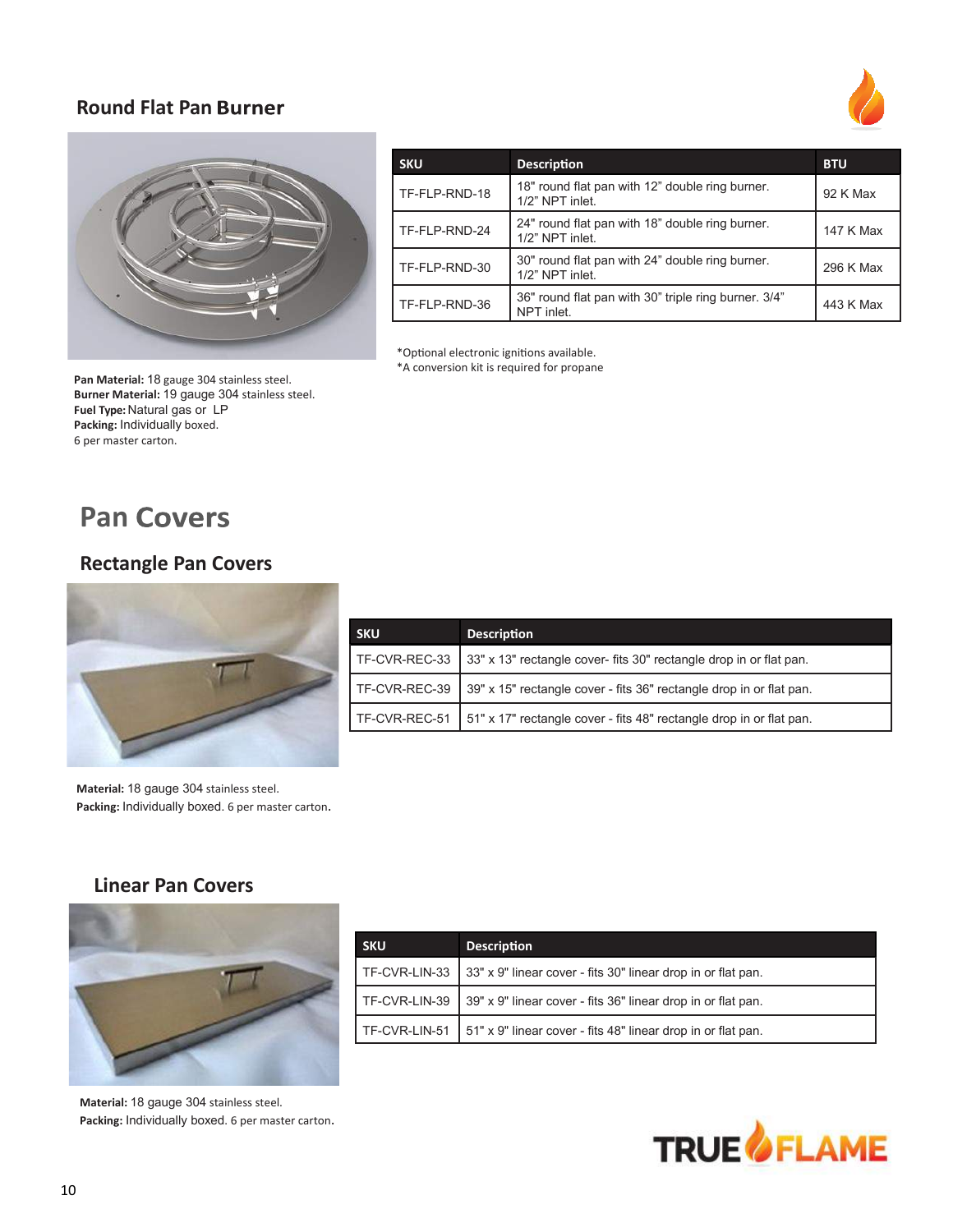## Round Flat Pan Burner

| SKU | Description | BTU |
| --- | --- | --- |
| TF-FLP-RND-18 | 18" round flat pan with 12" double ring burner. 1/2" NPT inlet. | 92 K Max |
| TF-FLP-RND-24 | 24" round flat pan with 18" double ring burner. 1/2" NPT inlet. | 147 K Max |
| TF-FLP-RND-30 | 30" round flat pan with 24" double ring burner. 1/2" NPT inlet. | 296 K Max |
| TF-FLP-RND-36 | 36" round flat pan with 30" triple ring burner. 3/4" NPT inlet. | 443 K Max |

*Optional electronic ignitions available.
*A conversion kit is required for propane

**Pan Material:** 18 gauge 304 stainless steel.
**Burner Material:** 19 gauge 304 stainless steel.
**Fuel Type:** Natural gas or LP
**Packing:** Individually boxed.
6 per master carton.

# Pan Covers

## Rectangle Pan Covers

| SKU | Description |
| --- | --- |
| TF-CVR-REC-33 | 33" x 13" rectangle cover- fits 30" rectangle drop in or flat pan. |
| TF-CVR-REC-39 | 39" x 15" rectangle cover - fits 36" rectangle drop in or flat pan. |
| TF-CVR-REC-51 | 51" x 17" rectangle cover - fits 48" rectangle drop in or flat pan. |

**Material:** 18 gauge 304 stainless steel.
**Packing:** Individually boxed. 6 per master carton.

## Linear Pan Covers

| SKU | Description |
| --- | --- |
| TF-CVR-LIN-33 | 33" x 9" linear cover - fits 30" linear drop in or flat pan. |
| TF-CVR-LIN-39 | 39" x 9" linear cover - fits 36" linear drop in or flat pan. |
| TF-CVR-LIN-51 | 51" x 9" linear cover - fits 48" linear drop in or flat pan. |

**Material:** 18 gauge 304 stainless steel.
**Packing:** Individually boxed. 6 per master carton.

TRUE FLAME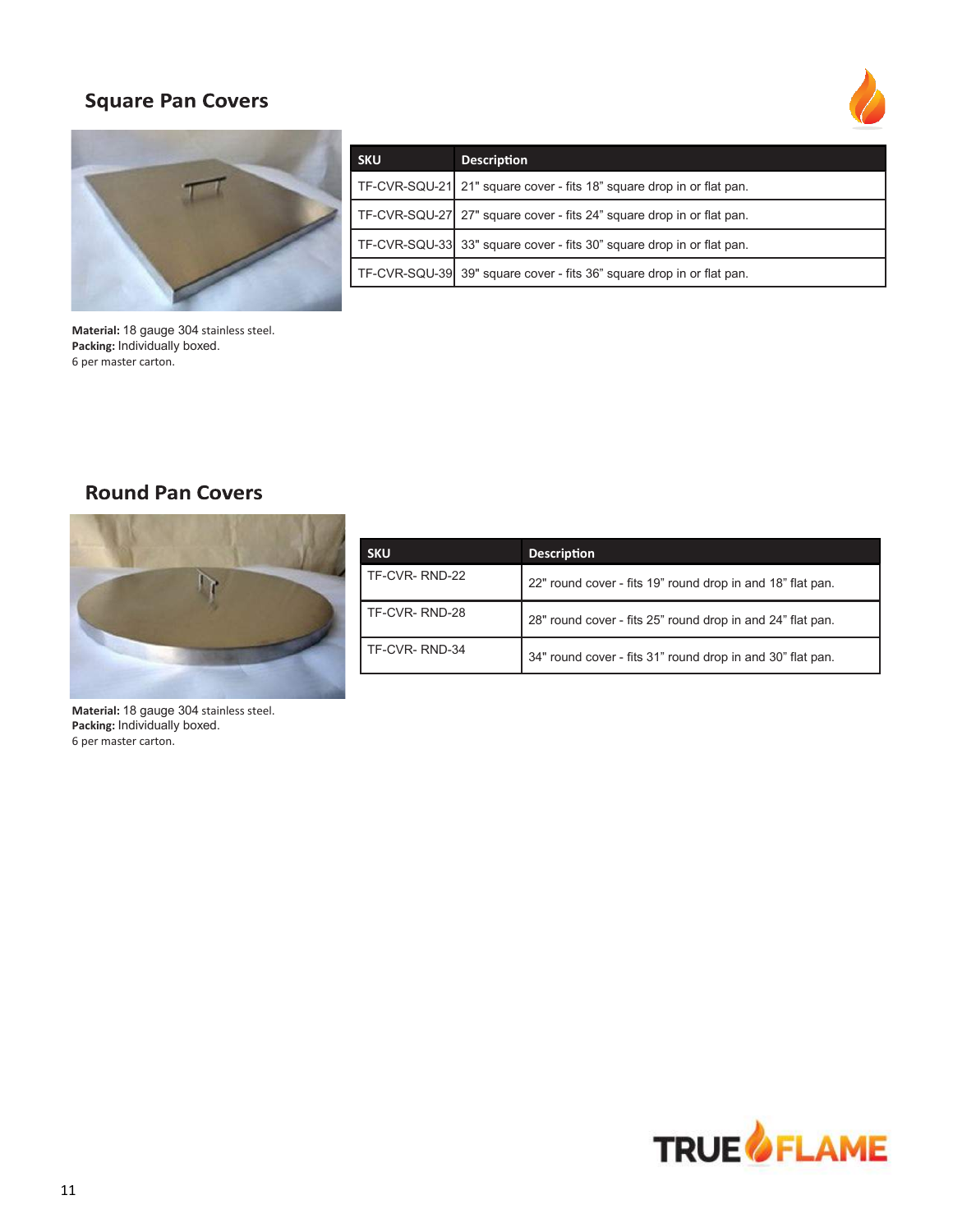## Square Pan Covers

| SKU | Description |
|---|---|
| TF-CVR-SQU-21 | 21" square cover - fits 18" square drop in or flat pan. |
| TF-CVR-SQU-27 | 27" square cover - fits 24" square drop in or flat pan. |
| TF-CVR-SQU-33 | 33" square cover - fits 30" square drop in or flat pan. |
| TF-CVR-SQU-39 | 39" square cover - fits 36" square drop in or flat pan. |

**Material:** 18 gauge 304 stainless steel.
**Packing:** Individually boxed.
6 per master carton.

## Round Pan Covers

| SKU | Description |
|---|---|
| TF-CVR- RND-22 | 22" round cover - fits 19" round drop in and 18" flat pan. |
| TF-CVR- RND-28 | 28" round cover - fits 25" round drop in and 24" flat pan. |
| TF-CVR- RND-34 | 34" round cover - fits 31" round drop in and 30" flat pan. |

**Material:** 18 gauge 304 stainless steel.
**Packing:** Individually boxed.
6 per master carton.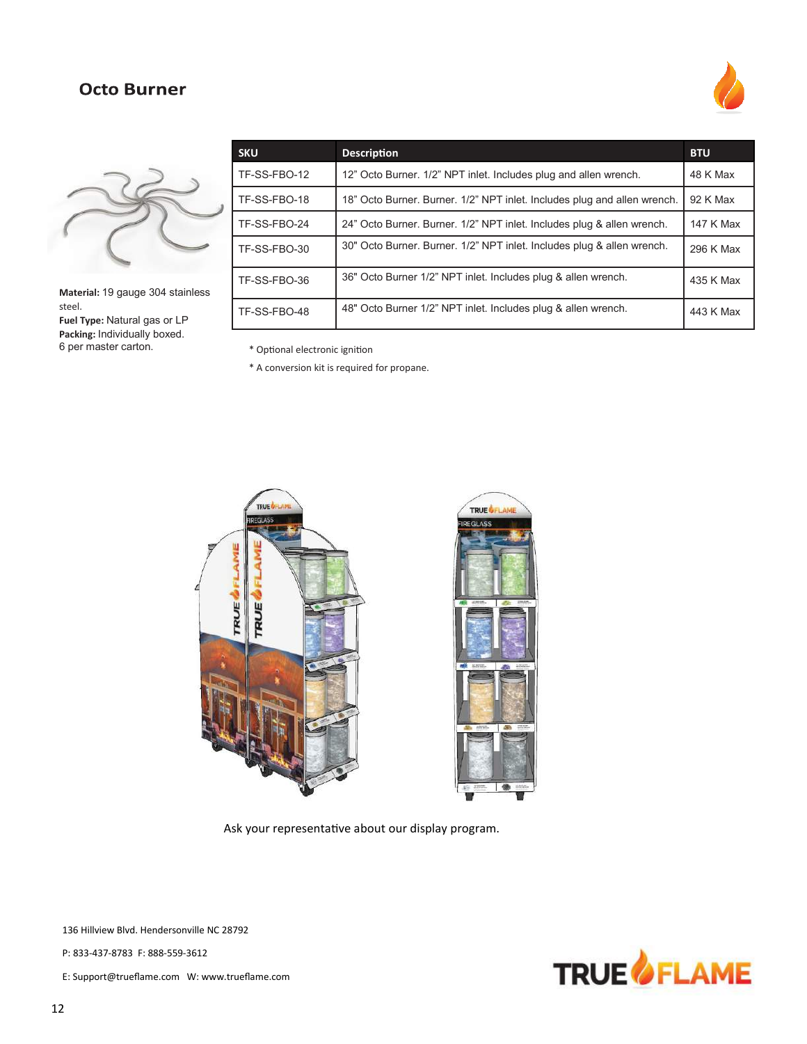## Octo Burner

**Material:** 19 gauge 304 stainless steel.
**Fuel Type:** Natural gas or LP
**Packing:** Individually boxed.
6 per master carton.

| SKU | Description | BTU |
|---|---|---|
| TF-SS-FBO-12 | 12" Octo Burner. 1/2" NPT inlet. Includes plug and allen wrench. | 48 K Max |
| TF-SS-FBO-18 | 18" Octo Burner. Burner. 1/2" NPT inlet. Includes plug and allen wrench. | 92 K Max |
| TF-SS-FBO-24 | 24" Octo Burner. Burner. 1/2" NPT inlet. Includes plug & allen wrench. | 147 K Max |
| TF-SS-FBO-30 | 30" Octo Burner. Burner. 1/2" NPT inlet. Includes plug & allen wrench. | 296 K Max |
| TF-SS-FBO-36 | 36" Octo Burner 1/2" NPT inlet. Includes plug & allen wrench. | 435 K Max |
| TF-SS-FBO-48 | 48" Octo Burner 1/2" NPT inlet. Includes plug & allen wrench. | 443 K Max |

* Optional electronic ignition
* A conversion kit is required for propane.

Ask your representative about our display program.

136 Hillview Blvd. Hendersonville NC 28792

P: 833-437-8783 F: 888-559-3612

E: Support@trueflame.com W: www.trueflame.com